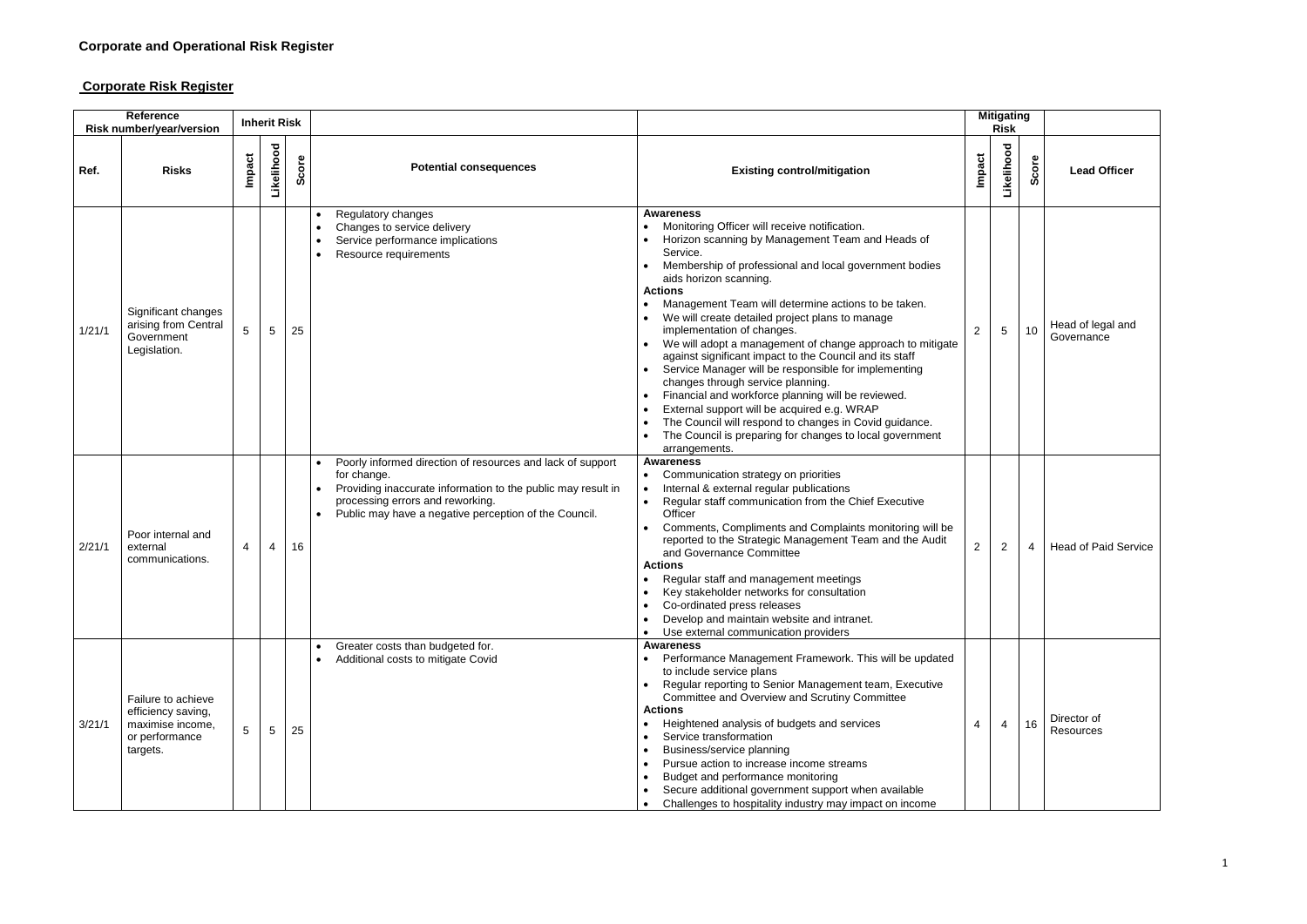# Corporate and Operational Risk Register

## Corporate Risk Register

| Reference Risk number/year/version | | Inherit Risk | | | | | Mitigating Risk | | | |
|---|---|---|---|---|---|---|---|---|---|---|
| Ref. | Risks | Impact | Likelihood | Score | Potential consequences | Existing control/mitigation | Impact | Likelihood | Score | Lead Officer |
| 1/21/1 | Significant changes arising from Central Government Legislation. | 5 | 5 | 25 | • Regulatory changes<br>• Changes to service delivery<br>• Service performance implications<br>• Resource requirements | **Awareness**<br>• Monitoring Officer will receive notification.<br>• Horizon scanning by Management Team and Heads of Service.<br>• Membership of professional and local government bodies aids horizon scanning.<br>**Actions**<br>• Management Team will determine actions to be taken.<br>• We will create detailed project plans to manage implementation of changes.<br>• We will adopt a management of change approach to mitigate against significant impact to the Council and its staff<br>• Service Manager will be responsible for implementing changes through service planning.<br>• Financial and workforce planning will be reviewed.<br>• External support will be acquired e.g. WRAP<br>• The Council will respond to changes in Covid guidance.<br>• The Council is preparing for changes to local government arrangements. | 2 | 5 | 10 | Head of legal and Governance |
| 2/21/1 | Poor internal and external communications. | 4 | 4 | 16 | • Poorly informed direction of resources and lack of support for change.<br>• Providing inaccurate information to the public may result in processing errors and reworking.<br>• Public may have a negative perception of the Council. | **Awareness**<br>• Communication strategy on priorities<br>• Internal & external regular publications<br>• Regular staff communication from the Chief Executive Officer<br>• Comments, Compliments and Complaints monitoring will be reported to the Strategic Management Team and the Audit and Governance Committee<br>**Actions**<br>• Regular staff and management meetings<br>• Key stakeholder networks for consultation<br>• Co-ordinated press releases<br>• Develop and maintain website and intranet.<br>• Use external communication providers | 2 | 2 | 4 | Head of Paid Service |
| 3/21/1 | Failure to achieve efficiency saving, maximise income, or performance targets. | 5 | 5 | 25 | • Greater costs than budgeted for.<br>• Additional costs to mitigate Covid | **Awareness**<br>• Performance Management Framework. This will be updated to include service plans<br>• Regular reporting to Senior Management team, Executive Committee and Overview and Scrutiny Committee<br>**Actions**<br>• Heightened analysis of budgets and services<br>• Service transformation<br>• Business/service planning<br>• Pursue action to increase income streams<br>• Budget and performance monitoring<br>• Secure additional government support when available<br>• Challenges to hospitality industry may impact on income | 4 | 4 | 16 | Director of Resources |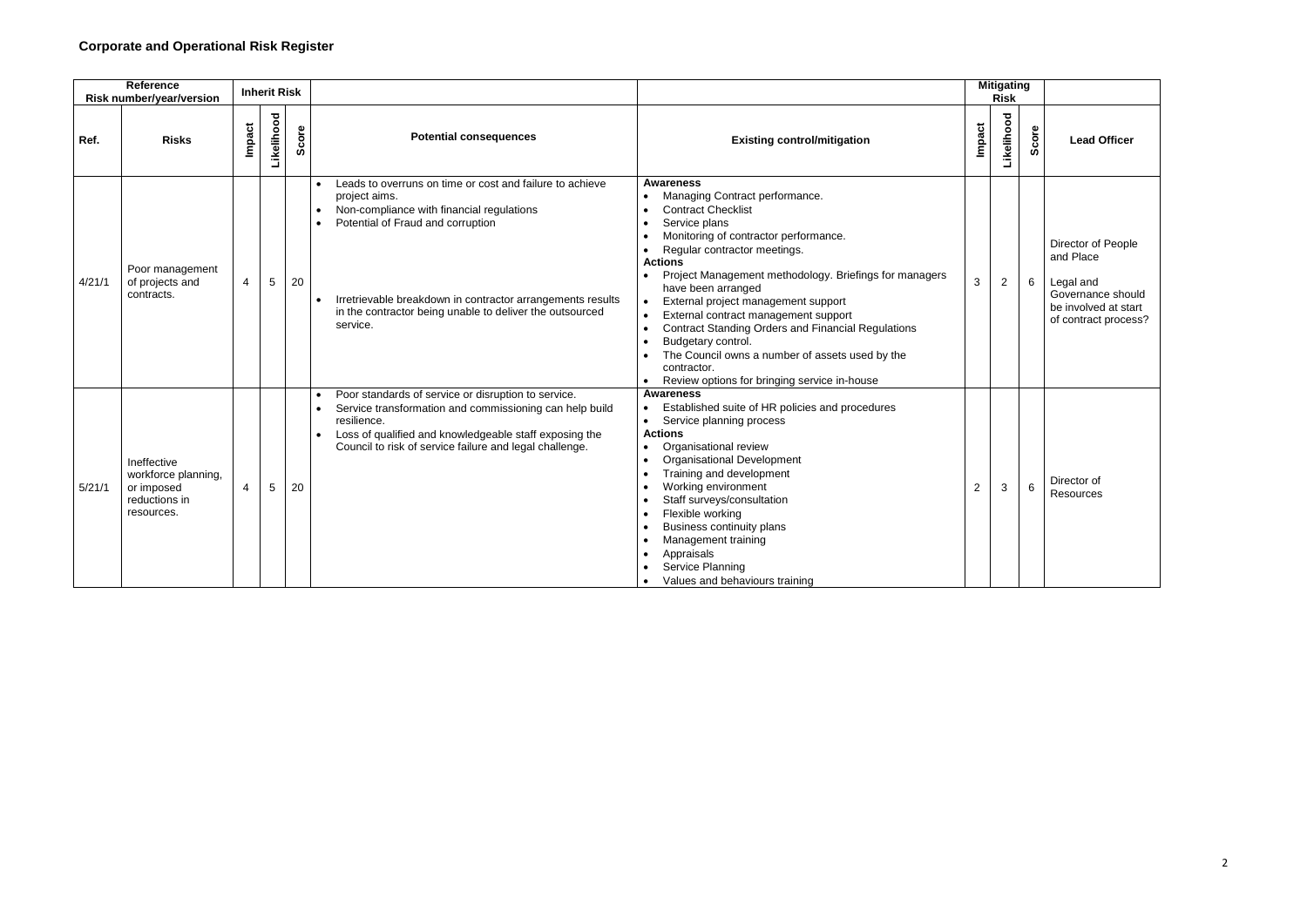**Corporate and Operational Risk Register**

| Reference Risk number/year/version | | Inherit Risk | | | | | Mitigating Risk | | | |
|---|---|---|---|---|---|---|---|---|---|---|
| Ref. | Risks | Impact | Likelihood | Score | Potential consequences | Existing control/mitigation | Impact | Likelihood | Score | Lead Officer |
| 4/21/1 | Poor management of projects and contracts. | 4 | 5 | 20 | • Leads to overruns on time or cost and failure to achieve project aims.<br>• Non-compliance with financial regulations<br>• Potential of Fraud and corruption<br>• Irretrievable breakdown in contractor arrangements results in the contractor being unable to deliver the outsourced service. | **Awareness**<br>• Managing Contract performance.<br>• Contract Checklist<br>• Service plans<br>• Monitoring of contractor performance.<br>• Regular contractor meetings.<br>**Actions**<br>• Project Management methodology. Briefings for managers have been arranged<br>• External project management support<br>• External contract management support<br>• Contract Standing Orders and Financial Regulations<br>• Budgetary control.<br>• The Council owns a number of assets used by the contractor.<br>• Review options for bringing service in-house | 3 | 2 | 6 | Director of People and Place<br><br>Legal and Governance should be involved at start of contract process? |
| 5/21/1 | Ineffective workforce planning, or imposed reductions in resources. | 4 | 5 | 20 | • Poor standards of service or disruption to service.<br>• Service transformation and commissioning can help build resilience.<br>• Loss of qualified and knowledgeable staff exposing the Council to risk of service failure and legal challenge. | **Awareness**<br>• Established suite of HR policies and procedures<br>• Service planning process<br>**Actions**<br>• Organisational review<br>• Organisational Development<br>• Training and development<br>• Working environment<br>• Staff surveys/consultation<br>• Flexible working<br>• Business continuity plans<br>• Management training<br>• Appraisals<br>• Service Planning<br>• Values and behaviours training | 2 | 3 | 6 | Director of Resources |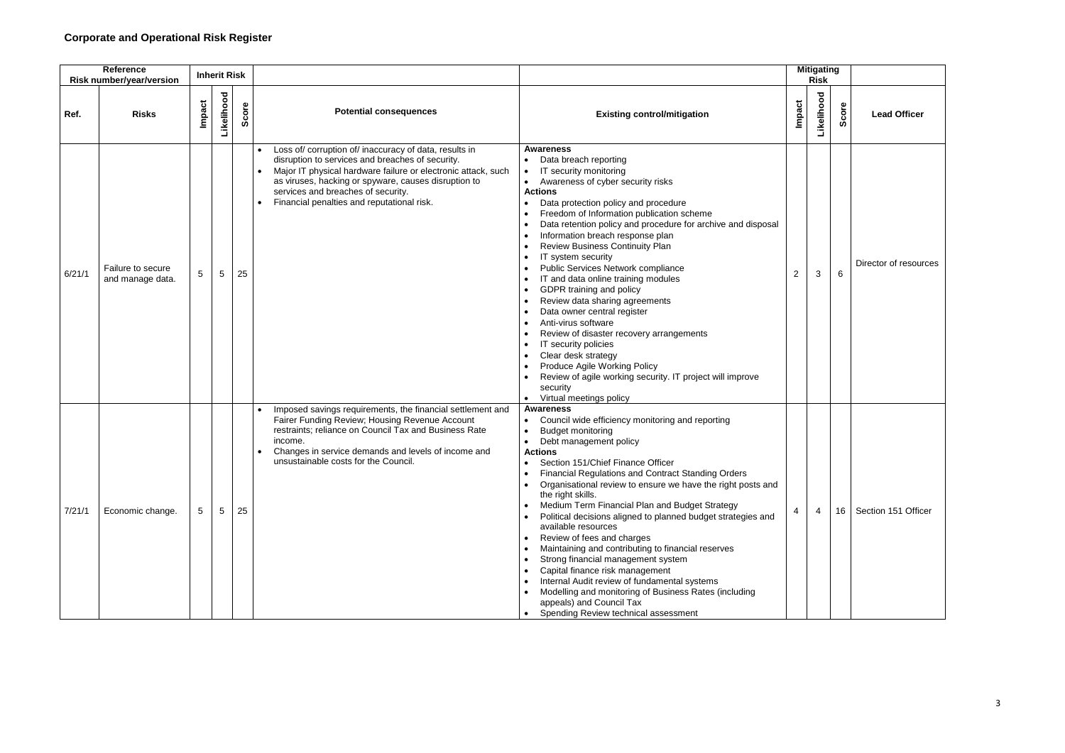### Corporate and Operational Risk Register

| Reference Risk number/year/version | | Inherit Risk | | | | | Mitigating Risk | | | |
|---|---|---|---|---|---|---|---|---|---|---|
| Ref. | Risks | Impact | Likelihood | Score | Potential consequences | Existing control/mitigation | Impact | Likelihood | Score | Lead Officer |
| 6/21/1 | Failure to secure and manage data. | 5 | 5 | 25 | • Loss of/ corruption of/ inaccuracy of data, results in disruption to services and breaches of security.<br>• Major IT physical hardware failure or electronic attack, such as viruses, hacking or spyware, causes disruption to services and breaches of security.<br>• Financial penalties and reputational risk. | **Awareness**<br>• Data breach reporting<br>• IT security monitoring<br>• Awareness of cyber security risks<br>**Actions**<br>• Data protection policy and procedure<br>• Freedom of Information publication scheme<br>• Data retention policy and procedure for archive and disposal<br>• Information breach response plan<br>• Review Business Continuity Plan<br>• IT system security<br>• Public Services Network compliance<br>• IT and data online training modules<br>• GDPR training and policy<br>• Review data sharing agreements<br>• Data owner central register<br>• Anti-virus software<br>• Review of disaster recovery arrangements<br>• IT security policies<br>• Clear desk strategy<br>• Produce Agile Working Policy<br>• Review of agile working security. IT project will improve security<br>• Virtual meetings policy | 2 | 3 | 6 | Director of resources |
| 7/21/1 | Economic change. | 5 | 5 | 25 | • Imposed savings requirements, the financial settlement and Fairer Funding Review; Housing Revenue Account restraints; reliance on Council Tax and Business Rate income.<br>• Changes in service demands and levels of income and unsustainable costs for the Council. | **Awareness**<br>• Council wide efficiency monitoring and reporting<br>• Budget monitoring<br>• Debt management policy<br>**Actions**<br>• Section 151/Chief Finance Officer<br>• Financial Regulations and Contract Standing Orders<br>• Organisational review to ensure we have the right posts and the right skills.<br>• Medium Term Financial Plan and Budget Strategy<br>• Political decisions aligned to planned budget strategies and available resources<br>• Review of fees and charges<br>• Maintaining and contributing to financial reserves<br>• Strong financial management system<br>• Capital finance risk management<br>• Internal Audit review of fundamental systems<br>• Modelling and monitoring of Business Rates (including appeals) and Council Tax<br>• Spending Review technical assessment | 4 | 4 | 16 | Section 151 Officer |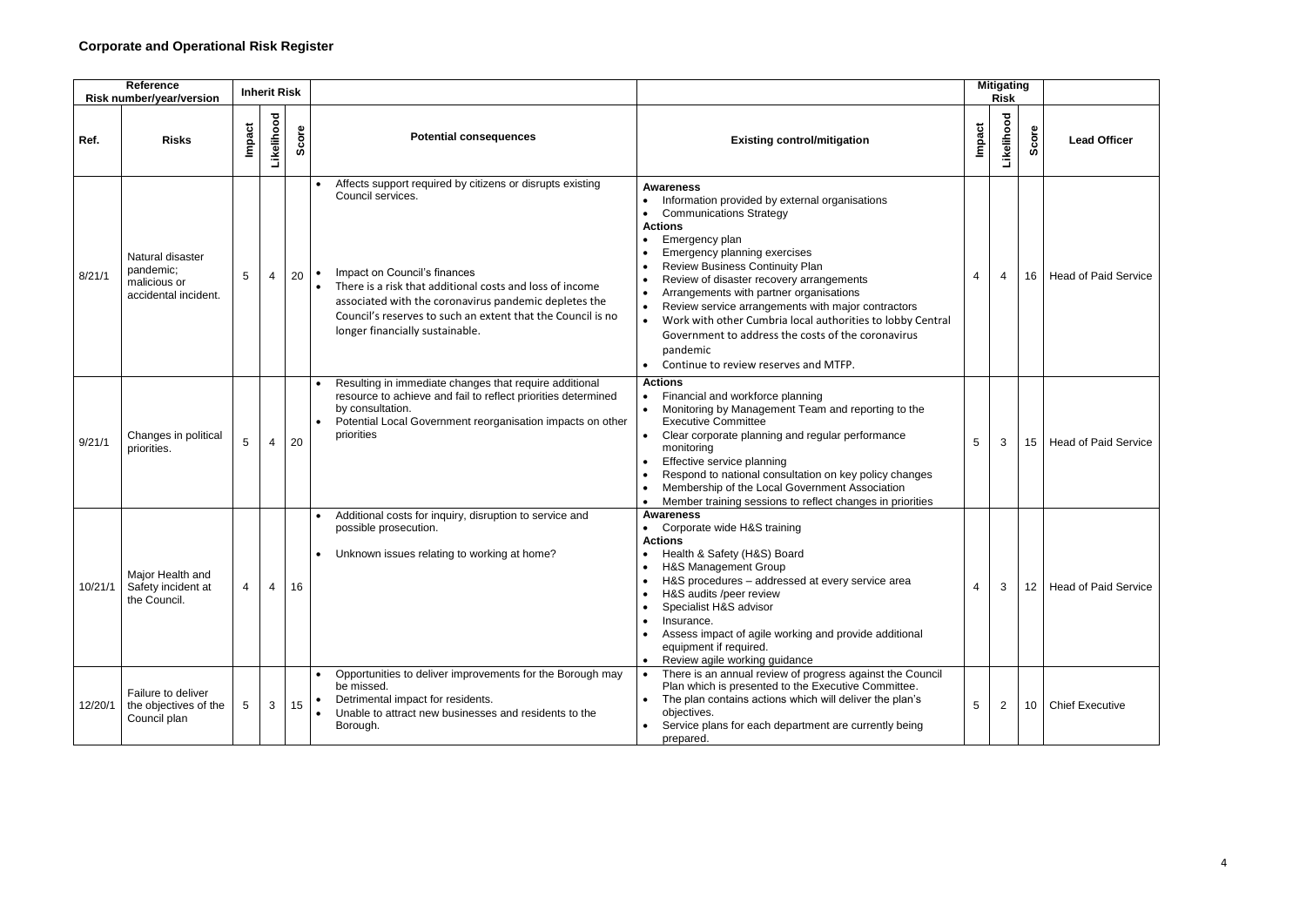# Corporate and Operational Risk Register

| Reference Risk number/year/version | | Inherit Risk | | | | | Mitigating Risk | | | |
|---|---|---|---|---|---|---|---|---|---|---|
| Ref. | Risks | Impact | Likelihood | Score | Potential consequences | Existing control/mitigation | Impact | Likelihood | Score | Lead Officer |
| 8/21/1 | Natural disaster pandemic; malicious or accidental incident. | 5 | 4 | 20 | • Affects support required by citizens or disrupts existing Council services.<br>• Impact on Council's finances<br>• There is a risk that additional costs and loss of income associated with the coronavirus pandemic depletes the Council's reserves to such an extent that the Council is no longer financially sustainable. | **Awareness**<br>• Information provided by external organisations<br>• Communications Strategy<br>**Actions**<br>• Emergency plan<br>• Emergency planning exercises<br>• Review Business Continuity Plan<br>• Review of disaster recovery arrangements<br>• Arrangements with partner organisations<br>• Review service arrangements with major contractors<br>• Work with other Cumbria local authorities to lobby Central Government to address the costs of the coronavirus pandemic<br>• Continue to review reserves and MTFP. | 4 | 4 | 16 | Head of Paid Service |
| 9/21/1 | Changes in political priorities. | 5 | 4 | 20 | • Resulting in immediate changes that require additional resource to achieve and fail to reflect priorities determined by consultation.<br>• Potential Local Government reorganisation impacts on other priorities | **Actions**<br>• Financial and workforce planning<br>• Monitoring by Management Team and reporting to the Executive Committee<br>• Clear corporate planning and regular performance monitoring<br>• Effective service planning<br>• Respond to national consultation on key policy changes<br>• Membership of the Local Government Association<br>• Member training sessions to reflect changes in priorities | 5 | 3 | 15 | Head of Paid Service |
| 10/21/1 | Major Health and Safety incident at the Council. | 4 | 4 | 16 | • Additional costs for inquiry, disruption to service and possible prosecution.<br>• Unknown issues relating to working at home? | **Awareness**<br>• Corporate wide H&S training<br>**Actions**<br>• Health & Safety (H&S) Board<br>• H&S Management Group<br>• H&S procedures – addressed at every service area<br>• H&S audits /peer review<br>• Specialist H&S advisor<br>• Insurance.<br>• Assess impact of agile working and provide additional equipment if required.<br>• Review agile working guidance | 4 | 3 | 12 | Head of Paid Service |
| 12/20/1 | Failure to deliver the objectives of the Council plan | 5 | 3 | 15 | • Opportunities to deliver improvements for the Borough may be missed.<br>• Detrimental impact for residents.<br>• Unable to attract new businesses and residents to the Borough. | • There is an annual review of progress against the Council Plan which is presented to the Executive Committee.<br>• The plan contains actions which will deliver the plan's objectives.<br>• Service plans for each department are currently being prepared. | 5 | 2 | 10 | Chief Executive |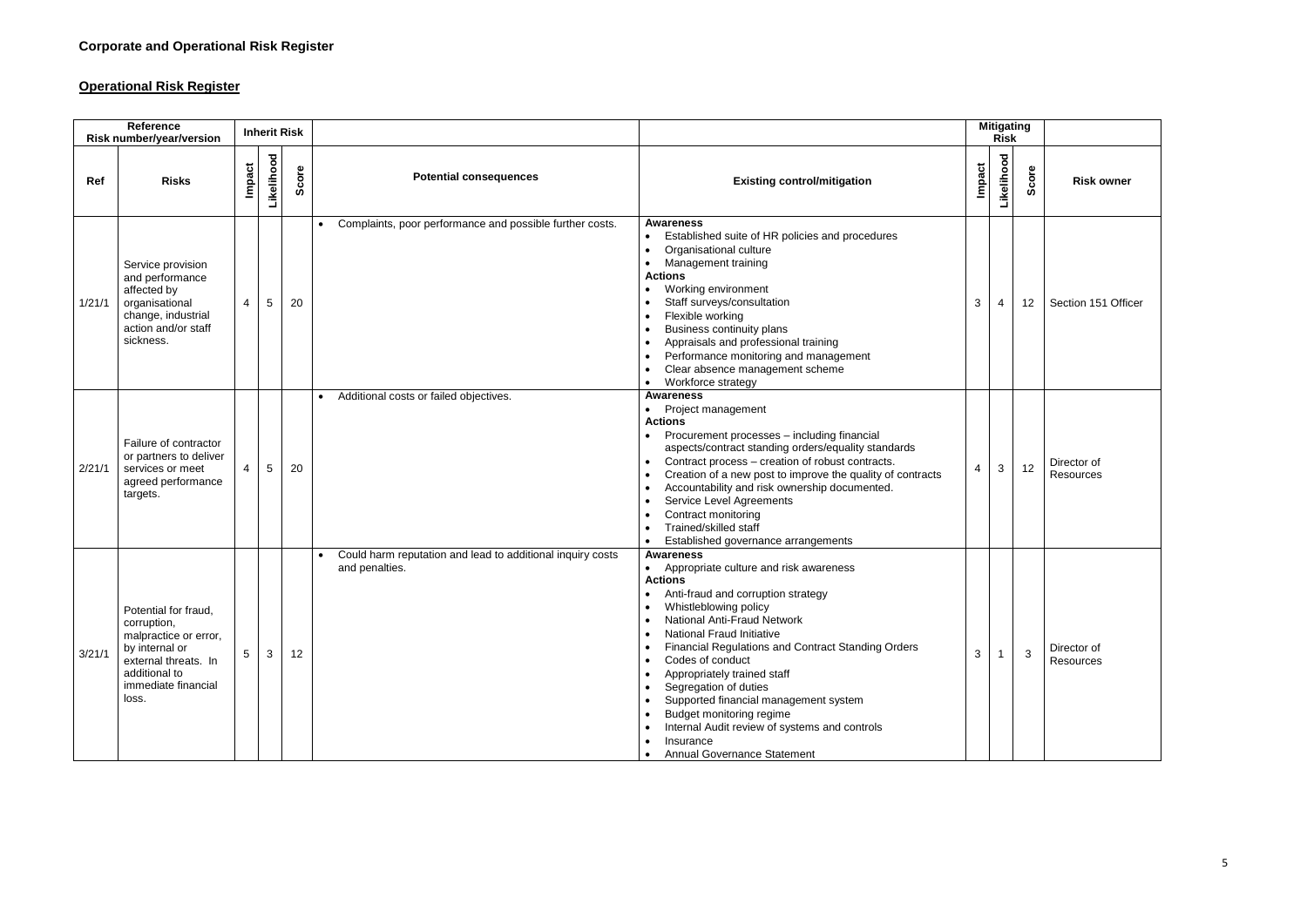**Corporate and Operational Risk Register**

**Operational Risk Register**

| Reference Risk number/year/version | | Inherit Risk | | | | | Mitigating Risk | | | |
|---|---|---|---|---|---|---|---|---|---|---|
| Ref | Risks | Impact | Likelihood | Score | Potential consequences | Existing control/mitigation | Impact | Likelihood | Score | Risk owner |
| 1/21/1 | Service provision and performance affected by organisational change, industrial action and/or staff sickness. | 4 | 5 | 20 | • Complaints, poor performance and possible further costs. | **Awareness**<br>• Established suite of HR policies and procedures<br>• Organisational culture<br>• Management training<br>**Actions**<br>• Working environment<br>• Staff surveys/consultation<br>• Flexible working<br>• Business continuity plans<br>• Appraisals and professional training<br>• Performance monitoring and management<br>• Clear absence management scheme<br>• Workforce strategy | 3 | 4 | 12 | Section 151 Officer |
| 2/21/1 | Failure of contractor or partners to deliver services or meet agreed performance targets. | 4 | 5 | 20 | • Additional costs or failed objectives. | **Awareness**<br>• Project management<br>**Actions**<br>• Procurement processes – including financial aspects/contract standing orders/equality standards<br>• Contract process – creation of robust contracts.<br>• Creation of a new post to improve the quality of contracts<br>• Accountability and risk ownership documented.<br>• Service Level Agreements<br>• Contract monitoring<br>• Trained/skilled staff<br>• Established governance arrangements | 4 | 3 | 12 | Director of Resources |
| 3/21/1 | Potential for fraud, corruption, malpractice or error, by internal or external threats. In additional to immediate financial loss. | 5 | 3 | 12 | • Could harm reputation and lead to additional inquiry costs and penalties. | **Awareness**<br>• Appropriate culture and risk awareness<br>**Actions**<br>• Anti-fraud and corruption strategy<br>• Whistleblowing policy<br>• National Anti-Fraud Network<br>• National Fraud Initiative<br>• Financial Regulations and Contract Standing Orders<br>• Codes of conduct<br>• Appropriately trained staff<br>• Segregation of duties<br>• Supported financial management system<br>• Budget monitoring regime<br>• Internal Audit review of systems and controls<br>• Insurance<br>• Annual Governance Statement | 3 | 1 | 3 | Director of Resources |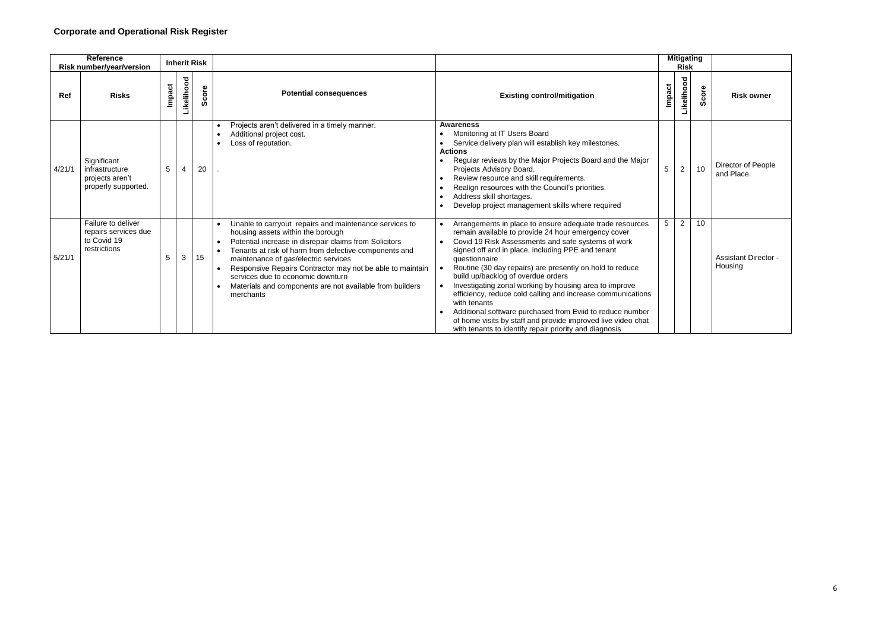**Corporate and Operational Risk Register**

| Reference Risk number/year/version | | Inherit Risk | | | | | Mitigating Risk | | | |
|---|---|---|---|---|---|---|---|---|---|---|
| Ref | Risks | Impact | Likelihood | Score | Potential consequences | Existing control/mitigation | Impact | Likelihood | Score | Risk owner |
| 4/21/1 | Significant infrastructure projects aren't properly supported. | 5 | 4 | 20 | • Projects aren't delivered in a timely manner.<br>• Additional project cost.<br>• Loss of reputation.<br>. | **Awareness**<br>• Monitoring at IT Users Board<br>• Service delivery plan will establish key milestones.<br>**Actions**<br>• Regular reviews by the Major Projects Board and the Major Projects Advisory Board.<br>• Review resource and skill requirements.<br>• Realign resources with the Council's priorities.<br>• Address skill shortages.<br>• Develop project management skills where required | 5 | 2 | 10 | Director of People and Place. |
| 5/21/1 | Failure to deliver repairs services due to Covid 19 restrictions | 5 | 3 | 15 | • Unable to carryout repairs and maintenance services to housing assets within the borough<br>• Potential increase in disrepair claims from Solicitors<br>• Tenants at risk of harm from defective components and maintenance of gas/electric services<br>• Responsive Repairs Contractor may not be able to maintain services due to economic downturn<br>• Materials and components are not available from builders merchants | • Arrangements in place to ensure adequate trade resources remain available to provide 24 hour emergency cover<br>• Covid 19 Risk Assessments and safe systems of work signed off and in place, including PPE and tenant questionnaire<br>• Routine (30 day repairs) are presently on hold to reduce build up/backlog of overdue orders<br>• Investigating zonal working by housing area to improve efficiency, reduce cold calling and increase communications with tenants<br>• Additional software purchased from Eviid to reduce number of home visits by staff and provide improved live video chat with tenants to identify repair priority and diagnosis | 5 | 2 | 10 | Assistant Director - Housing |